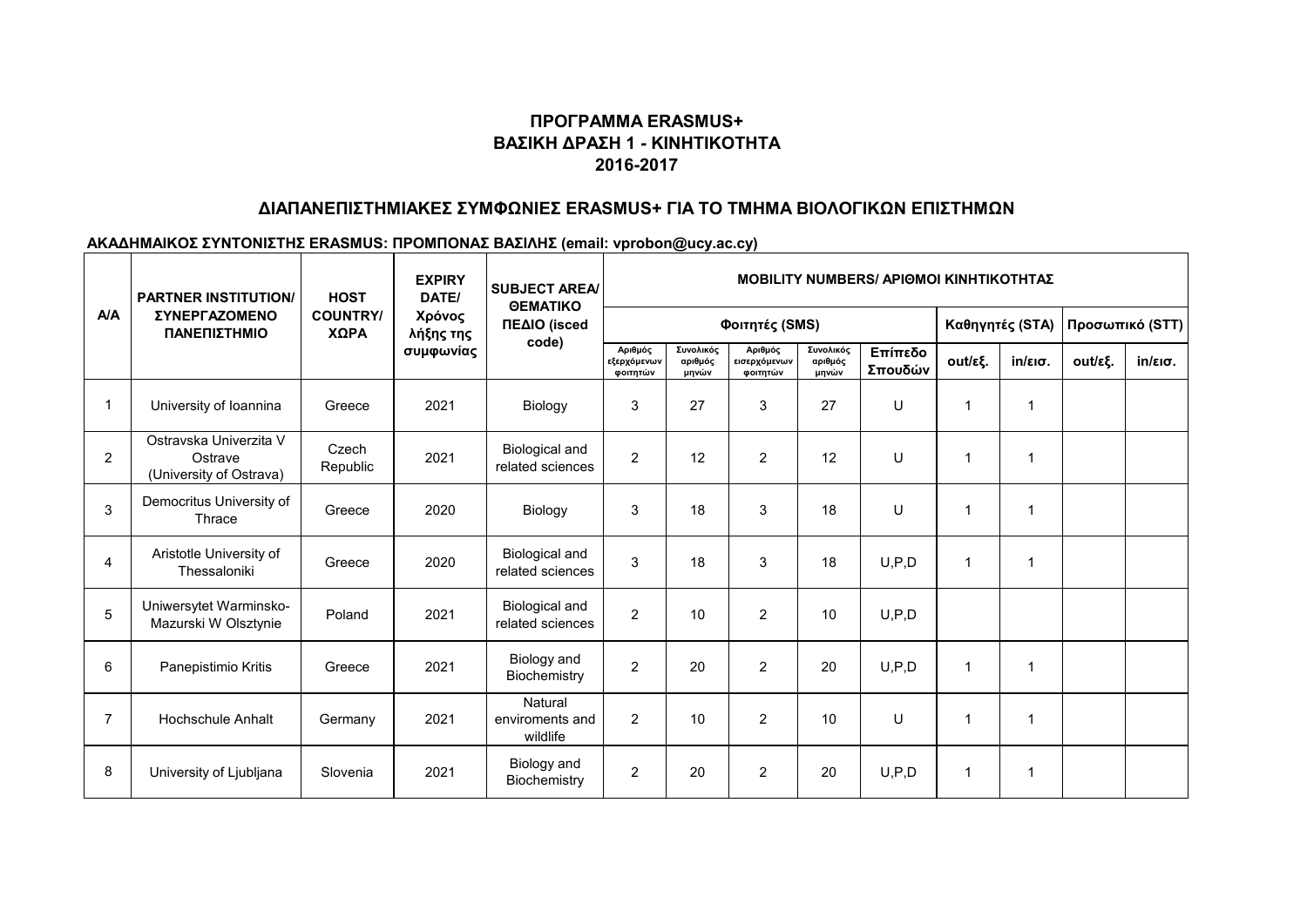## ΠΡΟΓΡΑΜΜΑ ERASMUS+
## ΒΑΣΙΚΗ ΔΡΑΣΗ 1 - ΚΙΝΗΤΙΚΟΤΗΤΑ
## 2016-2017

### ΔΙΑΠΑΝΕΠΙΣΤΗΜΙΑΚΕΣ ΣΥΜΦΩΝΙΕΣ ERASMUS+ ΓΙΑ ΤΟ ΤΜΗΜΑ ΒΙΟΛΟΓΙΚΩΝ ΕΠΙΣΤΗΜΩΝ

**ΑΚΑΔΗΜΑΙΚΟΣ ΣΥΝΤΟΝΙΣΤΗΣ ERASMUS: ΠΡΟΜΠΟΝΑΣ ΒΑΣΙΛΗΣ (email: vprobon@ucy.ac.cy)**

| A/A | PARTNER INSTITUTION/ ΣΥΝΕΡΓΑΖΟΜΕΝΟ ΠΑΝΕΠΙΣΤΗΜΙΟ | HOST COUNTRY/ ΧΩΡΑ | EXPIRY DATE/ Χρόνος λήξης της συμφωνίας | SUBJECT AREA/ ΘΕΜΑΤΙΚΟ ΠΕΔΙΟ (isced code) | MOBILITY NUMBERS/ ΑΡΙΘΜΟΙ ΚΙΝΗΤΙΚΟΤΗΤΑΣ | | | | | | | | |
|---|---|---|---|---|---|---|---|---|---|---|---|---|---|
| | | | | | Φοιτητές (SMS) | | | | | Καθηγητές (STA) | | Προσωπικό (STT) | |
| | | | | | Αριθμός εξερχόμενων φοιτητών | Συνολικός αριθμός μηνών | Αριθμός εισερχόμενων φοιτητών | Συνολικός αριθμός μηνών | Επίπεδο Σπουδών | out/εξ. | in/εισ. | out/εξ. | in/εισ. |
| 1 | University of Ioannina | Greece | 2021 | Biology | 3 | 27 | 3 | 27 | U | 1 | 1 | | |
| 2 | Ostravska Univerzita V Ostrave (University of Ostrava) | Czech Republic | 2021 | Biological and related sciences | 2 | 12 | 2 | 12 | U | 1 | 1 | | |
| 3 | Democritus University of Thrace | Greece | 2020 | Biology | 3 | 18 | 3 | 18 | U | 1 | 1 | | |
| 4 | Aristotle University of Thessaloniki | Greece | 2020 | Biological and related sciences | 3 | 18 | 3 | 18 | U,P,D | 1 | 1 | | |
| 5 | Uniwersytet Warminsko-Mazurski W Olsztynie | Poland | 2021 | Biological and related sciences | 2 | 10 | 2 | 10 | U,P,D | | | | |
| 6 | Panepistimio Kritis | Greece | 2021 | Biology and Biochemistry | 2 | 20 | 2 | 20 | U,P,D | 1 | 1 | | |
| 7 | Hochschule Anhalt | Germany | 2021 | Natural enviroments and wildlife | 2 | 10 | 2 | 10 | U | 1 | 1 | | |
| 8 | University of Ljubljana | Slovenia | 2021 | Biology and Biochemistry | 2 | 20 | 2 | 20 | U,P,D | 1 | 1 | | |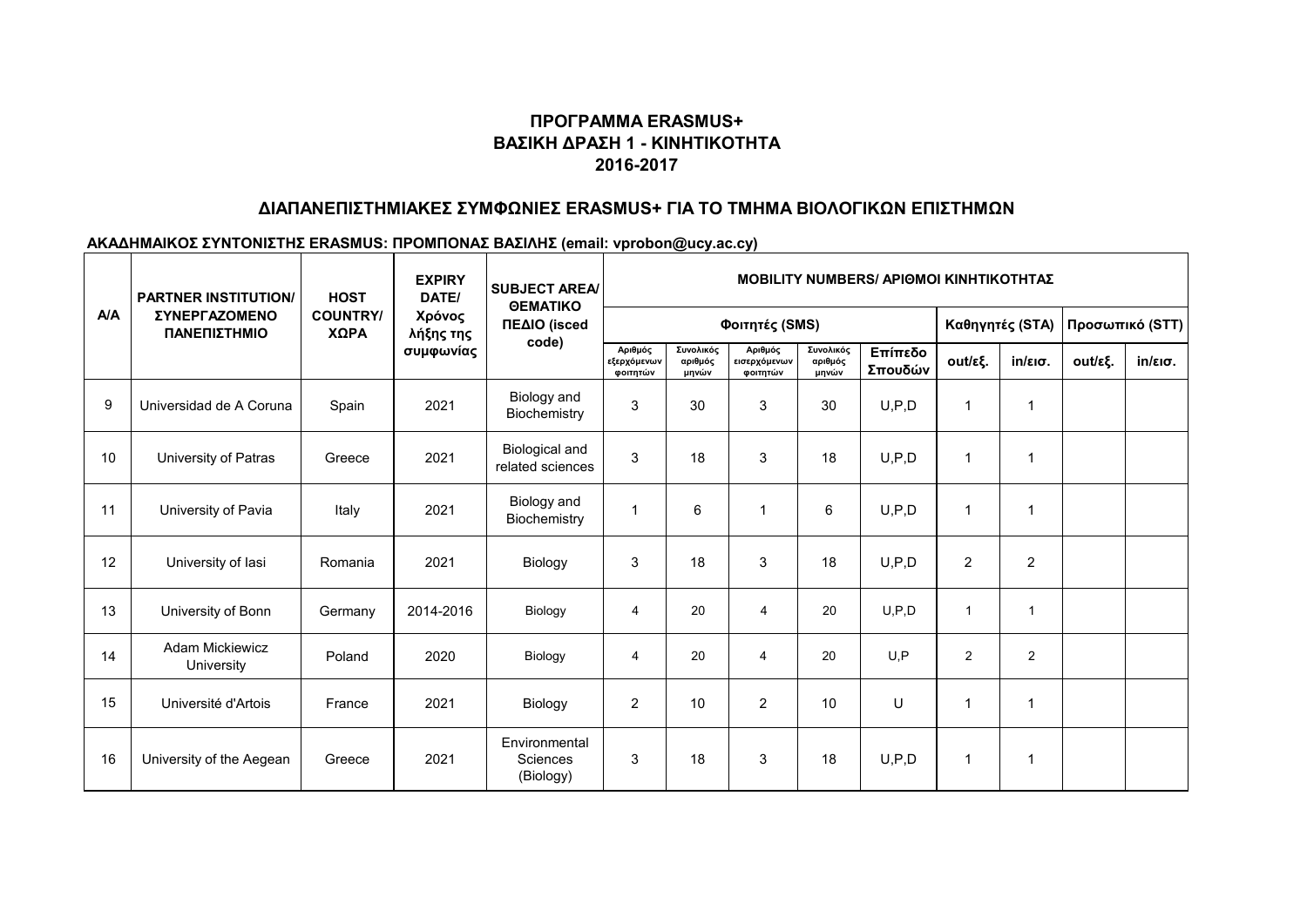## ΠΡΟΓΡΑΜΜΑ ERASMUS+
## ΒΑΣΙΚΗ ΔΡΑΣΗ 1 - ΚΙΝΗΤΙΚΟΤΗΤΑ
## 2016-2017

### ΔΙΑΠΑΝΕΠΙΣΤΗΜΙΑΚΕΣ ΣΥΜΦΩΝΙΕΣ ERASMUS+ ΓΙΑ ΤΟ ΤΜΗΜΑ ΒΙΟΛΟΓΙΚΩΝ ΕΠΙΣΤΗΜΩΝ

**ΑΚΑΔΗΜΑΙΚΟΣ ΣΥΝΤΟΝΙΣΤΗΣ ERASMUS: ΠΡΟΜΠΟΝΑΣ ΒΑΣΙΛΗΣ (email: vprobon@ucy.ac.cy)**

| A/A | PARTNER INSTITUTION/ ΣΥΝΕΡΓΑΖΟΜΕΝΟ ΠΑΝΕΠΙΣΤΗΜΙΟ | HOST COUNTRY/ ΧΩΡΑ | EXPIRY DATE/ Χρόνος λήξης της συμφωνίας | SUBJECT AREA/ ΘΕΜΑΤΙΚΟ ΠΕΔΙΟ (isced code) | MOBILITY NUMBERS/ ΑΡΙΘΜΟΙ ΚΙΝΗΤΙΚΟΤΗΤΑΣ | | | | | | | | |
|---|---|---|---|---|---|---|---|---|---|---|---|---|---|
| | | | | | Φοιτητές (SMS) | | | | | Καθηγητές (STA) | | Προσωπικό (STT) | |
| | | | | | Αριθμός εξερχόμενων φοιτητών | Συνολικός αριθμός μηνών | Αριθμός εισερχόμενων φοιτητών | Συνολικός αριθμός μηνών | Επίπεδο Σπουδών | out/εξ. | in/εισ. | out/εξ. | in/εισ. |
| 9 | Universidad de A Coruna | Spain | 2021 | Biology and Biochemistry | 3 | 30 | 3 | 30 | U,P,D | 1 | 1 | | |
| 10 | University of Patras | Greece | 2021 | Biological and related sciences | 3 | 18 | 3 | 18 | U,P,D | 1 | 1 | | |
| 11 | University of Pavia | Italy | 2021 | Biology and Biochemistry | 1 | 6 | 1 | 6 | U,P,D | 1 | 1 | | |
| 12 | University of Iasi | Romania | 2021 | Biology | 3 | 18 | 3 | 18 | U,P,D | 2 | 2 | | |
| 13 | University of Bonn | Germany | 2014-2016 | Biology | 4 | 20 | 4 | 20 | U,P,D | 1 | 1 | | |
| 14 | Adam Mickiewicz University | Poland | 2020 | Biology | 4 | 20 | 4 | 20 | U,P | 2 | 2 | | |
| 15 | Université d'Artois | France | 2021 | Biology | 2 | 10 | 2 | 10 | U | 1 | 1 | | |
| 16 | University of the Aegean | Greece | 2021 | Environmental Sciences (Biology) | 3 | 18 | 3 | 18 | U,P,D | 1 | 1 | | |